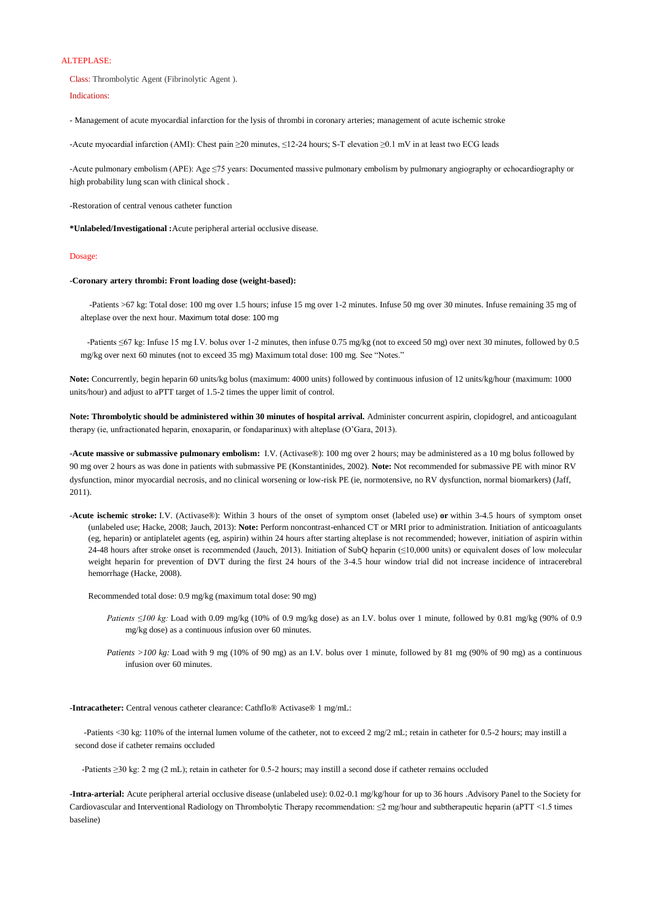# ALTEPLASE:

Class: Thrombolytic Agent (Fibrinolytic Agent ).

Indications:

- Management of acute myocardial infarction for the lysis of thrombi in coronary arteries; management of acute ischemic stroke

-Acute myocardial infarction (AMI): Chest pain ≥20 minutes, ≤12-24 hours; S-T elevation ≥0.1 mV in at least two ECG leads

-Acute pulmonary embolism (APE): Age ≤75 years: Documented massive pulmonary embolism by pulmonary angiography or echocardiography or high probability lung scan with clinical shock .

-Restoration of central venous catheter function

**\*Unlabeled/Investigational :**Acute peripheral arterial occlusive disease.

Dosage:

**-Coronary artery thrombi: Front loading dose (weight-based):**

-Patients >67 kg: Total dose: 100 mg over 1.5 hours; infuse 15 mg over 1-2 minutes. Infuse 50 mg over 30 minutes. Infuse remaining 35 mg of alteplase over the next hour. Maximum total dose: 100 mg

-Patients ≤67 kg: Infuse 15 mg I.V. bolus over 1-2 minutes, then infuse 0.75 mg/kg (not to exceed 50 mg) over next 30 minutes, followed by 0.5 mg/kg over next 60 minutes (not to exceed 35 mg) Maximum total dose: 100 mg. See "Notes."

**Note:** Concurrently, begin heparin 60 units/kg bolus (maximum: 4000 units) followed by continuous infusion of 12 units/kg/hour (maximum: 1000 units/hour) and adjust to aPTT target of 1.5-2 times the upper limit of control.

**Note: Thrombolytic should be administered within 30 minutes of hospital arrival.** Administer concurrent aspirin, clopidogrel, and anticoagulant therapy (ie, unfractionated heparin, enoxaparin, or fondaparinux) with alteplase (O'Gara, 2013).

**-Acute massive or submassive pulmonary embolism:** I.V. (Activase®): 100 mg over 2 hours; may be administered as a 10 mg bolus followed by 90 mg over 2 hours as was done in patients with submassive PE (Konstantinides, 2002). **Note:** Not recommended for submassive PE with minor RV dysfunction, minor myocardial necrosis, and no clinical worsening or low-risk PE (ie, normotensive, no RV dysfunction, normal biomarkers) (Jaff, 2011).

**-Acute ischemic stroke:** I.V. (Activase®): Within 3 hours of the onset of symptom onset (labeled use) **or** within 3-4.5 hours of symptom onset (unlabeled use; Hacke, 2008; Jauch, 2013): **Note:** Perform noncontrast-enhanced CT or MRI prior to administration. Initiation of anticoagulants (eg, heparin) or antiplatelet agents (eg, aspirin) within 24 hours after starting alteplase is not recommended; however, initiation of aspirin within 24-48 hours after stroke onset is recommended (Jauch, 2013). Initiation of SubQ heparin (≤10,000 units) or equivalent doses of low molecular weight heparin for prevention of DVT during the first 24 hours of the 3-4.5 hour window trial did not increase incidence of intracerebral hemorrhage (Hacke, 2008).

Recommended total dose: 0.9 mg/kg (maximum total dose: 90 mg)

*Patients ≤100 kg:* Load with 0.09 mg/kg (10% of 0.9 mg/kg dose) as an I.V. bolus over 1 minute, followed by 0.81 mg/kg (90% of 0.9 mg/kg dose) as a continuous infusion over 60 minutes.

*Patients >100 kg:* Load with 9 mg (10% of 90 mg) as an I.V. bolus over 1 minute, followed by 81 mg (90% of 90 mg) as a continuous infusion over 60 minutes.

**-Intracatheter:** Central venous catheter clearance: Cathflo® Activase® 1 mg/mL:

-Patients <30 kg: 110% of the internal lumen volume of the catheter, not to exceed 2 mg/2 mL; retain in catheter for 0.5-2 hours; may instill a second dose if catheter remains occluded

-Patients ≥30 kg: 2 mg (2 mL); retain in catheter for 0.5-2 hours; may instill a second dose if catheter remains occluded

**-Intra-arterial:** Acute peripheral arterial occlusive disease (unlabeled use): 0.02-0.1 mg/kg/hour for up to 36 hours .Advisory Panel to the Society for Cardiovascular and Interventional Radiology on Thrombolytic Therapy recommendation: ≤2 mg/hour and subtherapeutic heparin (aPTT <1.5 times baseline)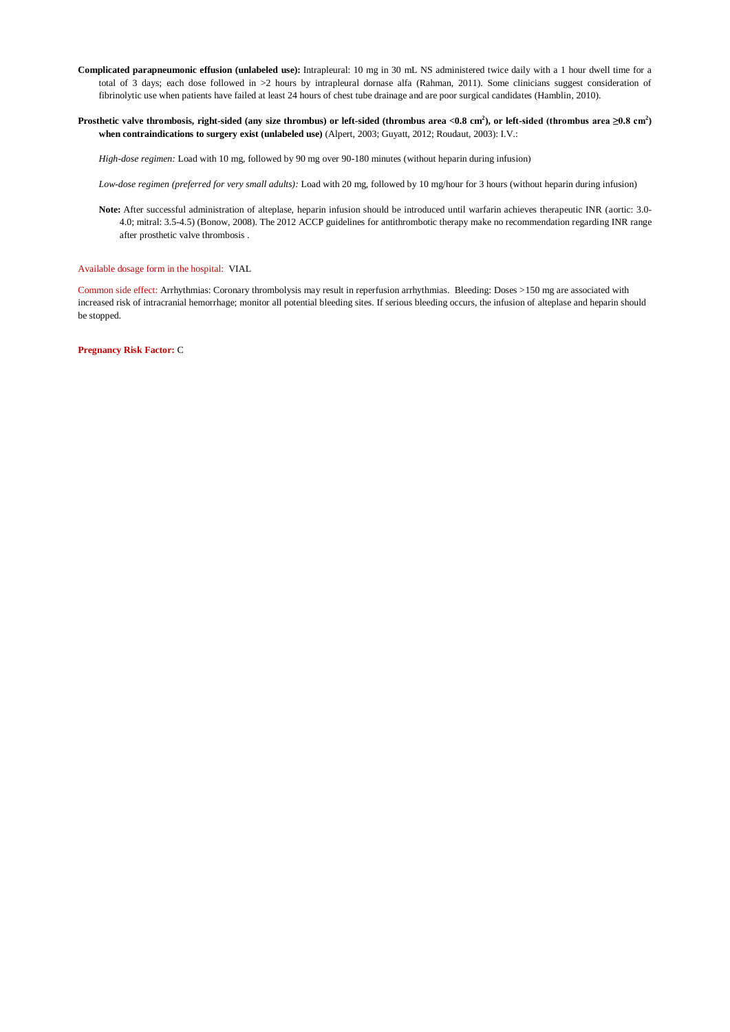**Complicated parapneumonic effusion (unlabeled use):** Intrapleural: 10 mg in 30 mL NS administered twice daily with a 1 hour dwell time for a total of 3 days; each dose followed in >2 hours by intrapleural dornase alfa (Rahman, 2011). Some clinicians suggest consideration of fibrinolytic use when patients have failed at least 24 hours of chest tube drainage and are poor surgical candidates (Hamblin, 2010).

**Prosthetic valve thrombosis, right-sided (any size thrombus) or left-sided (thrombus area <0.8 cm$^2$), or left-sided (thrombus area ≥0.8 cm$^2$) when contraindications to surgery exist (unlabeled use)** (Alpert, 2003; Guyatt, 2012; Roudaut, 2003): I.V.:

*High-dose regimen:* Load with 10 mg, followed by 90 mg over 90-180 minutes (without heparin during infusion)

*Low-dose regimen (preferred for very small adults):* Load with 20 mg, followed by 10 mg/hour for 3 hours (without heparin during infusion)

**Note:** After successful administration of alteplase, heparin infusion should be introduced until warfarin achieves therapeutic INR (aortic: 3.0-4.0; mitral: 3.5-4.5) (Bonow, 2008). The 2012 ACCP guidelines for antithrombotic therapy make no recommendation regarding INR range after prosthetic valve thrombosis .

Available dosage form in the hospital: VIAL

Common side effect: Arrhythmias: Coronary thrombolysis may result in reperfusion arrhythmias. Bleeding: Doses >150 mg are associated with increased risk of intracranial hemorrhage; monitor all potential bleeding sites. If serious bleeding occurs, the infusion of alteplase and heparin should be stopped.

**Pregnancy Risk Factor:** C